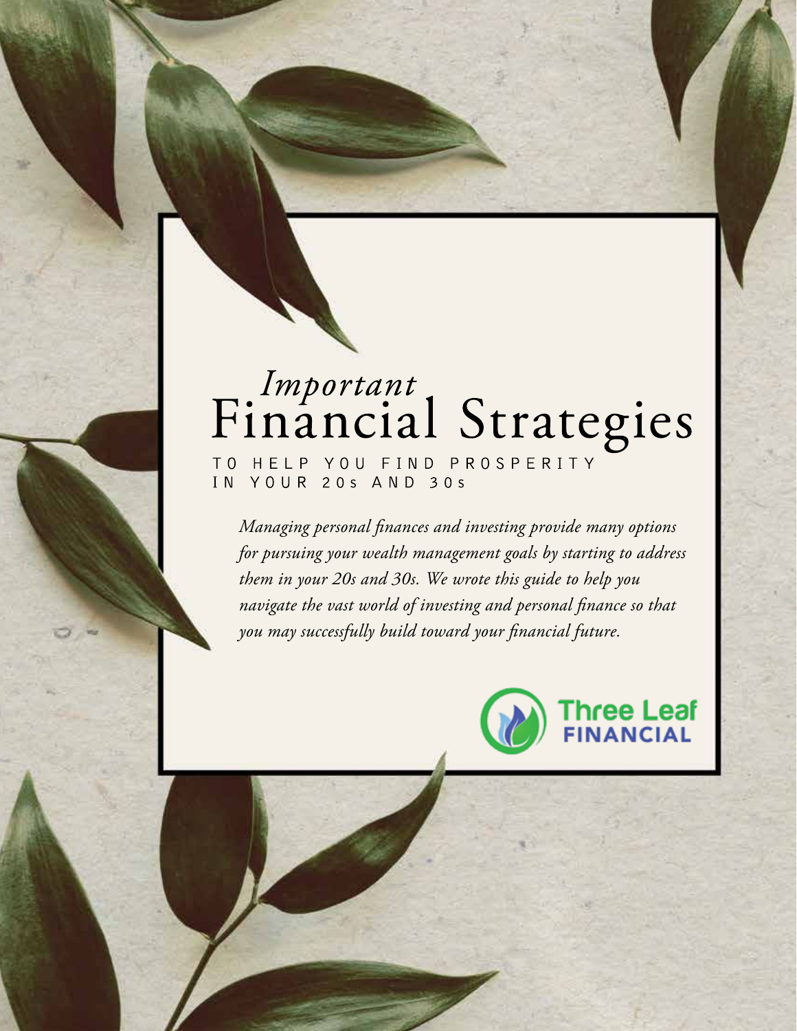# *Important* Financial Strategies

## TO HELP YOU FIND PROSPERITY IN YOUR 20s AND 30s

*Managing personal finances and investing provide many options for pursuing your wealth management goals by starting to address them in your 20s and 30s. We wrote this guide to help you navigate the vast world of investing and personal finance so that you may successfully build toward your financial future.*

Three Leaf FINANCIAL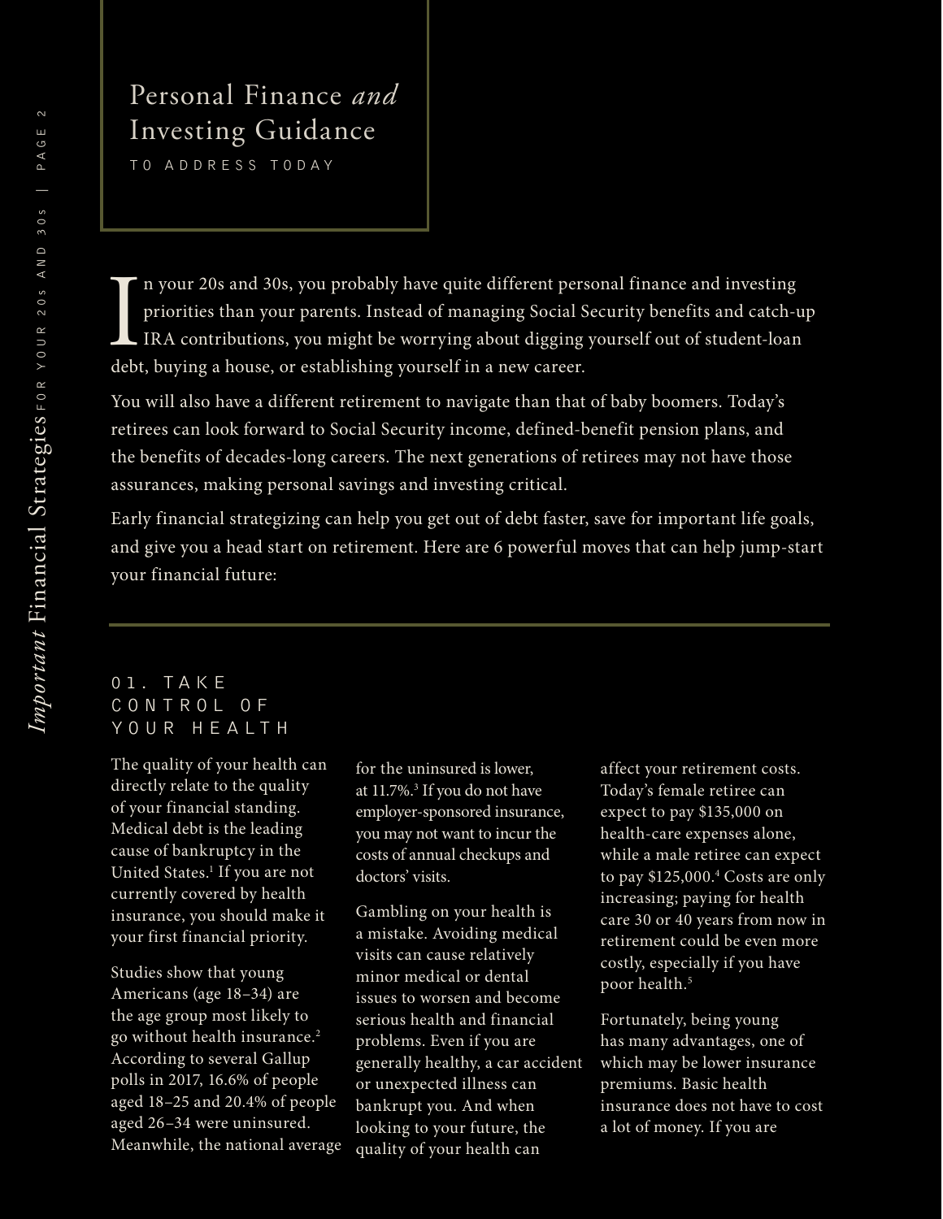# Personal Finance *and* Investing Guidance

TO ADDRESS TODAY

In your 20s and 30s, you probably have quite different personal finance and investing priorities than your parents. Instead of managing Social Security benefits and catch-up IRA contributions, you might be worrying about digging yourself out of student-loan debt, buying a house, or establishing yourself in a new career.

You will also have a different retirement to navigate than that of baby boomers. Today's retirees can look forward to Social Security income, defined-benefit pension plans, and the benefits of decades-long careers. The next generations of retirees may not have those assurances, making personal savings and investing critical.

Early financial strategizing can help you get out of debt faster, save for important life goals, and give you a head start on retirement. Here are 6 powerful moves that can help jump-start your financial future:

## 01. TAKE CONTROL OF YOUR HEALTH

The quality of your health can directly relate to the quality of your financial standing. Medical debt is the leading cause of bankruptcy in the United States.[1] If you are not currently covered by health insurance, you should make it your first financial priority.

Studies show that young Americans (age 18–34) are the age group most likely to go without health insurance.[2] According to several Gallup polls in 2017, 16.6% of people aged 18–25 and 20.4% of people aged 26–34 were uninsured. Meanwhile, the national average for the uninsured is lower, at 11.7%.[3] If you do not have employer-sponsored insurance, you may not want to incur the costs of annual checkups and doctors' visits.

Gambling on your health is a mistake. Avoiding medical visits can cause relatively minor medical or dental issues to worsen and become serious health and financial problems. Even if you are generally healthy, a car accident or unexpected illness can bankrupt you. And when looking to your future, the quality of your health can affect your retirement costs. Today's female retiree can expect to pay $135,000 on health-care expenses alone, while a male retiree can expect to pay $125,000.[4] Costs are only increasing; paying for health care 30 or 40 years from now in retirement could be even more costly, especially if you have poor health.[5]

Fortunately, being young has many advantages, one of which may be lower insurance premiums. Basic health insurance does not have to cost a lot of money. If you are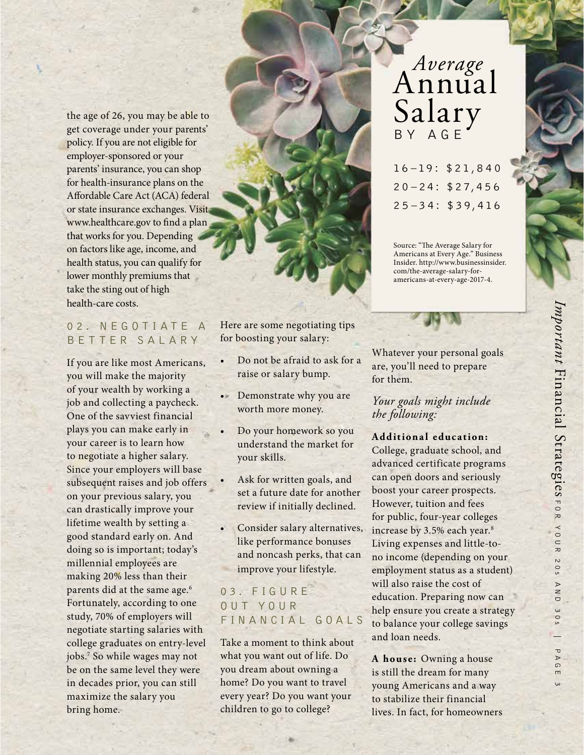the age of 26, you may be able to get coverage under your parents' policy. If you are not eligible for employer-sponsored or your parents' insurance, you can shop for health-insurance plans on the Affordable Care Act (ACA) federal or state insurance exchanges. Visit www.healthcare.gov to find a plan that works for you. Depending on factors like age, income, and health status, you can qualify for lower monthly premiums that take the sting out of high health-care costs.

## 02. NEGOTIATE A BETTER SALARY

If you are like most Americans, you will make the majority of your wealth by working a job and collecting a paycheck. One of the savviest financial plays you can make early in your career is to learn how to negotiate a higher salary. Since your employers will base subsequent raises and job offers on your previous salary, you can drastically improve your lifetime wealth by setting a good standard early on. And doing so is important; today's millennial employees are making 20% less than their parents did at the same age.[6] Fortunately, according to one study, 70% of employers will negotiate starting salaries with college graduates on entry-level jobs.[7] So while wages may not be on the same level they were in decades prior, you can still maximize the salary you bring home.

Here are some negotiating tips for boosting your salary:

- Do not be afraid to ask for a raise or salary bump.
- Demonstrate why you are worth more money.
- Do your homework so you understand the market for your skills.
- Ask for written goals, and set a future date for another review if initially declined.
- Consider salary alternatives, like performance bonuses and noncash perks, that can improve your lifestyle.

## 03. FIGURE OUT YOUR FINANCIAL GOALS

Take a moment to think about what you want out of life. Do you dream about owning a home? Do you want to travel every year? Do you want your children to go to college?

### *Average* Annual Salary BY AGE

16–19: $21,840
20–24: $27,456
25–34: $39,416

Source: "The Average Salary for Americans at Every Age." Business Insider. http://www.businessinsider.com/the-average-salary-for-americans-at-every-age-2017-4.

Whatever your personal goals are, you'll need to prepare for them.

*Your goals might include the following:*

**Additional education:** College, graduate school, and advanced certificate programs can open doors and seriously boost your career prospects. However, tuition and fees for public, four-year colleges increase by 3.5% each year.[8] Living expenses and little-to-no income (depending on your employment status as a student) will also raise the cost of education. Preparing now can help ensure you create a strategy to balance your college savings and loan needs.

**A house:** Owning a house is still the dream for many young Americans and a way to stabilize their financial lives. In fact, for homeowners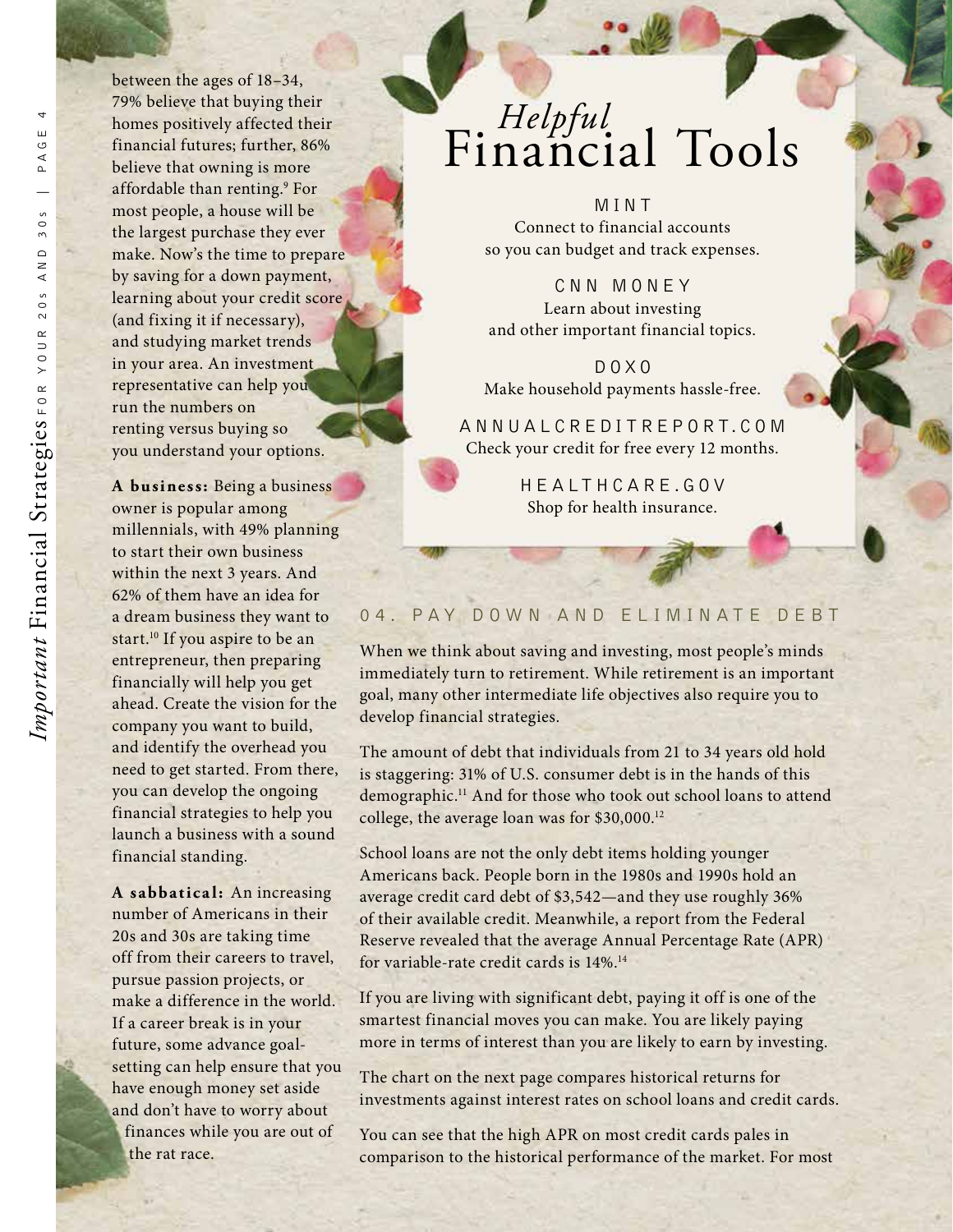between the ages of 18–34, 79% believe that buying their homes positively affected their financial futures; further, 86% believe that owning is more affordable than renting.[9] For most people, a house will be the largest purchase they ever make. Now's the time to prepare by saving for a down payment, learning about your credit score (and fixing it if necessary), and studying market trends in your area. An investment representative can help you run the numbers on renting versus buying so you understand your options.

**A business:** Being a business owner is popular among millennials, with 49% planning to start their own business within the next 3 years. And 62% of them have an idea for a dream business they want to start.[10] If you aspire to be an entrepreneur, then preparing financially will help you get ahead. Create the vision for the company you want to build, and identify the overhead you need to get started. From there, you can develop the ongoing financial strategies to help you launch a business with a sound financial standing.

**A sabbatical:** An increasing number of Americans in their 20s and 30s are taking time off from their careers to travel, pursue passion projects, or make a difference in the world. If a career break is in your future, some advance goal-setting can help ensure that you have enough money set aside and don't have to worry about finances while you are out of the rat race.

## *Helpful* Financial Tools

MINT
Connect to financial accounts so you can budget and track expenses.

CNN MONEY
Learn about investing and other important financial topics.

DOXO
Make household payments hassle-free.

ANNUALCREDITREPORT.COM
Check your credit for free every 12 months.

HEALTHCARE.GOV
Shop for health insurance.

## 04. PAY DOWN AND ELIMINATE DEBT

When we think about saving and investing, most people's minds immediately turn to retirement. While retirement is an important goal, many other intermediate life objectives also require you to develop financial strategies.

The amount of debt that individuals from 21 to 34 years old hold is staggering: 31% of U.S. consumer debt is in the hands of this demographic.[11] And for those who took out school loans to attend college, the average loan was for $30,000.[12]

School loans are not the only debt items holding younger Americans back. People born in the 1980s and 1990s hold an average credit card debt of $3,542—and they use roughly 36% of their available credit. Meanwhile, a report from the Federal Reserve revealed that the average Annual Percentage Rate (APR) for variable-rate credit cards is 14%.[14]

If you are living with significant debt, paying it off is one of the smartest financial moves you can make. You are likely paying more in terms of interest than you are likely to earn by investing.

The chart on the next page compares historical returns for investments against interest rates on school loans and credit cards.

You can see that the high APR on most credit cards pales in comparison to the historical performance of the market. For most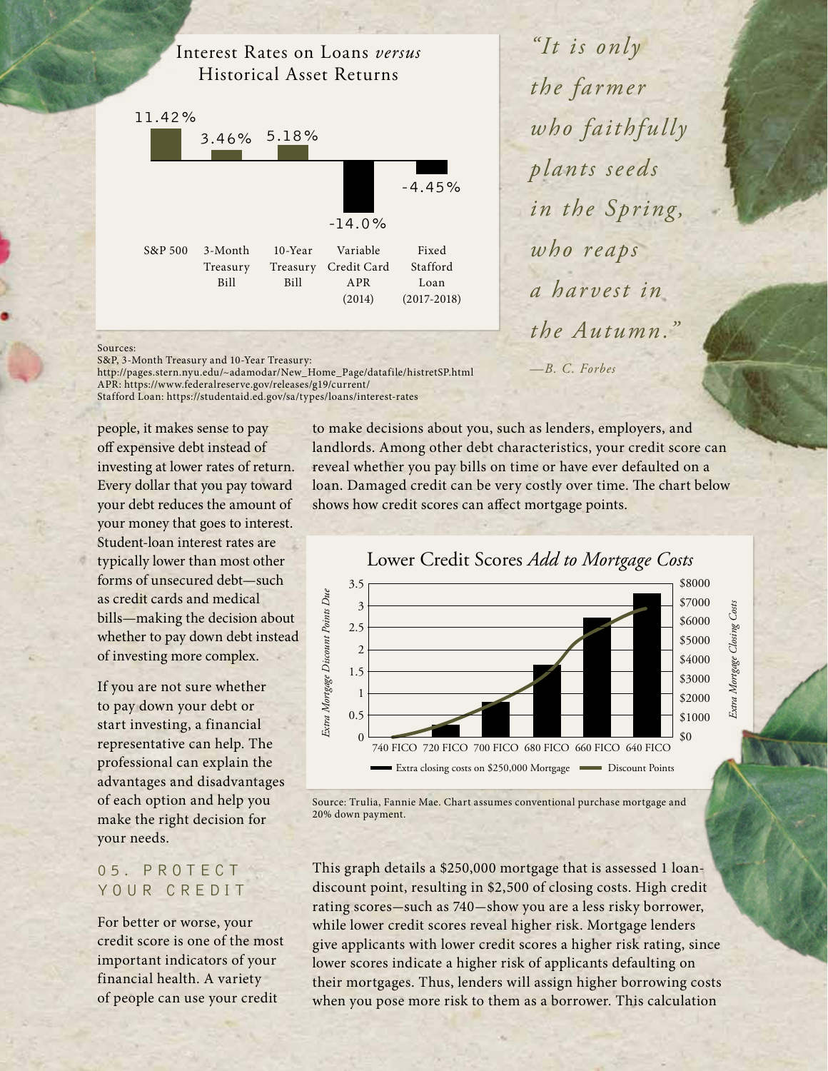## Interest Rates on Loans *versus* Historical Asset Returns

| | S&P 500 | 3-Month Treasury Bill | 10-Year Treasury Bill | Variable Credit Card APR (2014) | Fixed Stafford Loan (2017-2018) |
|---|---|---|---|---|---|
| | 11.42% | 3.46% | 5.18% | -14.0% | -4.45% |

Sources:
S&P, 3-Month Treasury and 10-Year Treasury: http://pages.stern.nyu.edu/~adamodar/New_Home_Page/datafile/histretSP.html
APR: https://www.federalreserve.gov/releases/g19/current/
Stafford Loan: https://studentaid.ed.gov/sa/types/loans/interest-rates

*"It is only the farmer who faithfully plants seeds in the Spring, who reaps a harvest in the Autumn."*

*—B. C. Forbes*

people, it makes sense to pay off expensive debt instead of investing at lower rates of return. Every dollar that you pay toward your debt reduces the amount of your money that goes to interest. Student-loan interest rates are typically lower than most other forms of unsecured debt—such as credit cards and medical bills—making the decision about whether to pay down debt instead of investing more complex.

If you are not sure whether to pay down your debt or start investing, a financial representative can help. The professional can explain the advantages and disadvantages of each option and help you make the right decision for your needs.

## 05. PROTECT YOUR CREDIT

For better or worse, your credit score is one of the most important indicators of your financial health. A variety of people can use your credit to make decisions about you, such as lenders, employers, and landlords. Among other debt characteristics, your credit score can reveal whether you pay bills on time or have ever defaulted on a loan. Damaged credit can be very costly over time. The chart below shows how credit scores can affect mortgage points.

### Lower Credit Scores *Add to Mortgage Costs*

Left axis: *Extra Mortgage Discount Points Due* (0–3.5). Right axis: *Extra Mortgage Closing Costs* ($0–$8000).

X-axis: 740 FICO, 720 FICO, 700 FICO, 680 FICO, 660 FICO, 640 FICO

Legend: Extra closing costs on $250,000 Mortgage; Discount Points

Source: Trulia, Fannie Mae. Chart assumes conventional purchase mortgage and 20% down payment.

This graph details a $250,000 mortgage that is assessed 1 loan-discount point, resulting in $2,500 of closing costs. High credit rating scores—such as 740—show you are a less risky borrower, while lower credit scores reveal higher risk. Mortgage lenders give applicants with lower credit scores a higher risk rating, since lower scores indicate a higher risk of applicants defaulting on their mortgages. Thus, lenders will assign higher borrowing costs when you pose more risk to them as a borrower. This calculation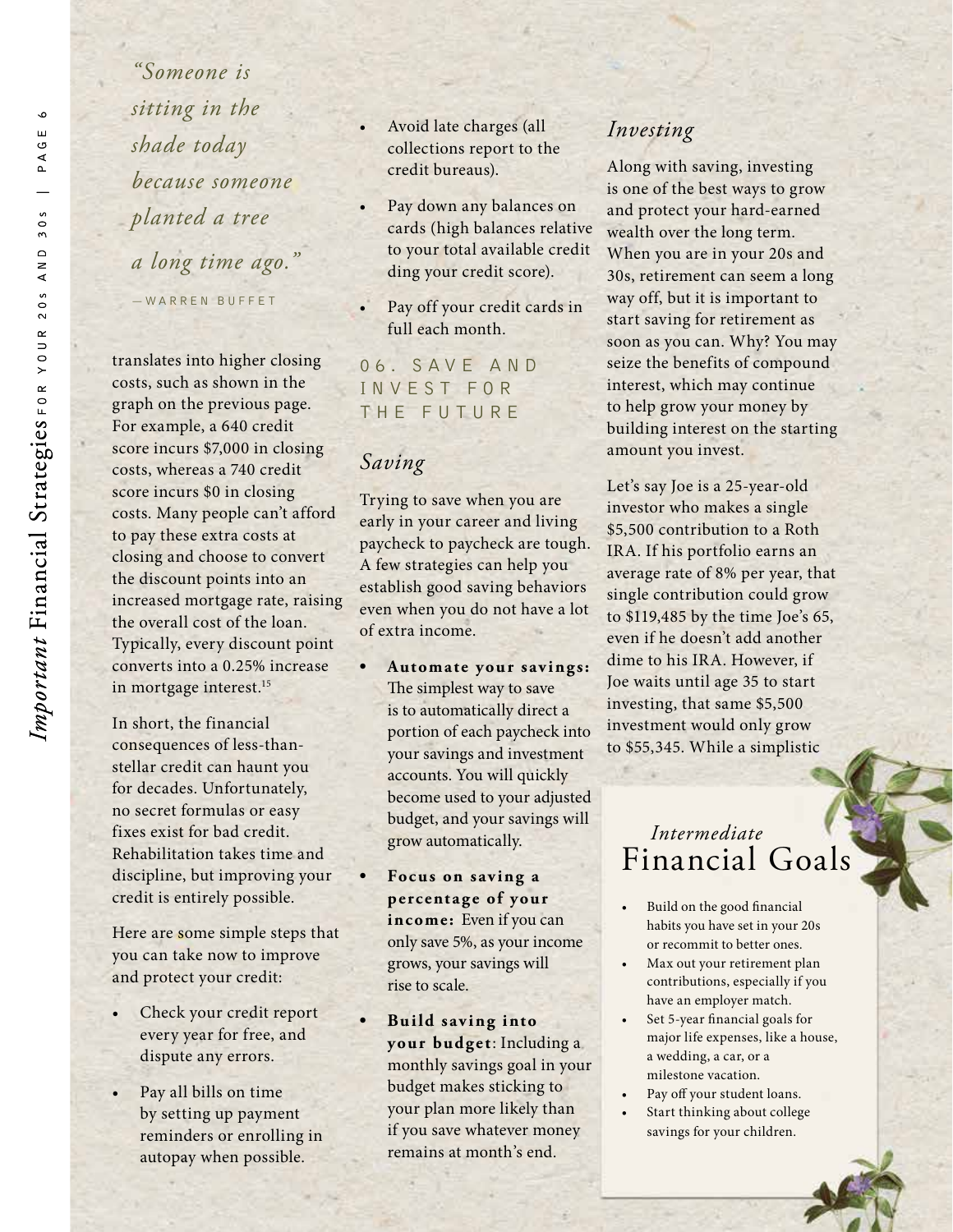> *"Someone is sitting in the shade today because someone planted a tree a long time ago."*
>
> —WARREN BUFFET

translates into higher closing costs, such as shown in the graph on the previous page. For example, a 640 credit score incurs $7,000 in closing costs, whereas a 740 credit score incurs $0 in closing costs. Many people can't afford to pay these extra costs at closing and choose to convert the discount points into an increased mortgage rate, raising the overall cost of the loan. Typically, every discount point converts into a 0.25% increase in mortgage interest.[15]

In short, the financial consequences of less-than-stellar credit can haunt you for decades. Unfortunately, no secret formulas or easy fixes exist for bad credit. Rehabilitation takes time and discipline, but improving your credit is entirely possible.

Here are some simple steps that you can take now to improve and protect your credit:

- Check your credit report every year for free, and dispute any errors.
- Pay all bills on time by setting up payment reminders or enrolling in autopay when possible.
- Avoid late charges (all collections report to the credit bureaus).
- Pay down any balances on cards (high balances relative to your total available credit ding your credit score).
- Pay off your credit cards in full each month.

## 06. SAVE AND INVEST FOR THE FUTURE

### *Saving*

Trying to save when you are early in your career and living paycheck to paycheck are tough. A few strategies can help you establish good saving behaviors even when you do not have a lot of extra income.

- **Automate your savings:** The simplest way to save is to automatically direct a portion of each paycheck into your savings and investment accounts. You will quickly become used to your adjusted budget, and your savings will grow automatically.
- **Focus on saving a percentage of your income:** Even if you can only save 5%, as your income grows, your savings will rise to scale.
- **Build saving into your budget**: Including a monthly savings goal in your budget makes sticking to your plan more likely than if you save whatever money remains at month's end.

### *Investing*

Along with saving, investing is one of the best ways to grow and protect your hard-earned wealth over the long term. When you are in your 20s and 30s, retirement can seem a long way off, but it is important to start saving for retirement as soon as you can. Why? You may seize the benefits of compound interest, which may continue to help grow your money by building interest on the starting amount you invest.

Let's say Joe is a 25-year-old investor who makes a single $5,500 contribution to a Roth IRA. If his portfolio earns an average rate of 8% per year, that single contribution could grow to $119,485 by the time Joe's 65, even if he doesn't add another dime to his IRA. However, if Joe waits until age 35 to start investing, that same $5,500 investment would only grow to $55,345. While a simplistic

### *Intermediate* Financial Goals

- Build on the good financial habits you have set in your 20s or recommit to better ones.
- Max out your retirement plan contributions, especially if you have an employer match.
- Set 5-year financial goals for major life expenses, like a house, a wedding, a car, or a milestone vacation.
- Pay off your student loans.
- Start thinking about college savings for your children.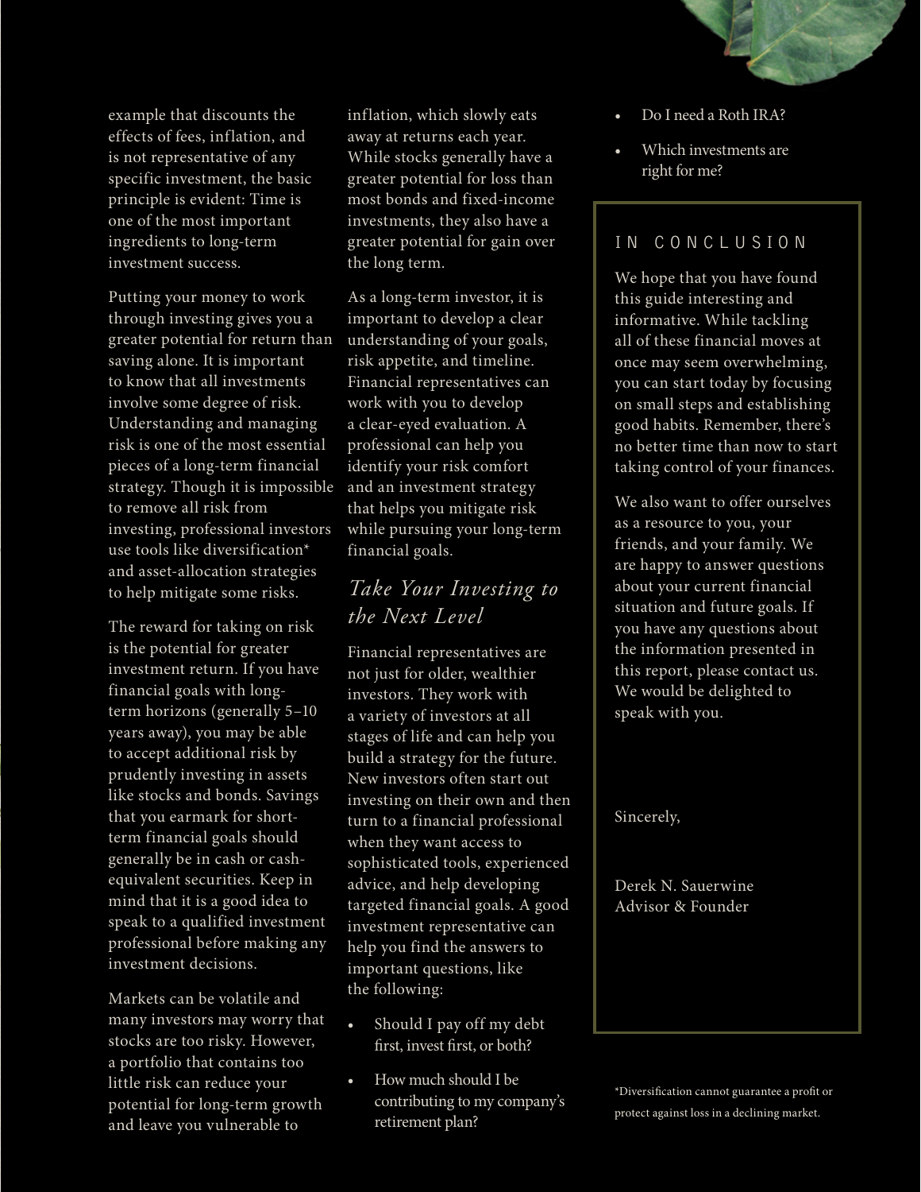example that discounts the effects of fees, inflation, and is not representative of any specific investment, the basic principle is evident: Time is one of the most important ingredients to long-term investment success.

Putting your money to work through investing gives you a greater potential for return than saving alone. It is important to know that all investments involve some degree of risk. Understanding and managing risk is one of the most essential pieces of a long-term financial strategy. Though it is impossible to remove all risk from investing, professional investors use tools like diversification* and asset-allocation strategies to help mitigate some risks.

The reward for taking on risk is the potential for greater investment return. If you have financial goals with long-term horizons (generally 5–10 years away), you may be able to accept additional risk by prudently investing in assets like stocks and bonds. Savings that you earmark for short-term financial goals should generally be in cash or cash-equivalent securities. Keep in mind that it is a good idea to speak to a qualified investment professional before making any investment decisions.

Markets can be volatile and many investors may worry that stocks are too risky. However, a portfolio that contains too little risk can reduce your potential for long-term growth and leave you vulnerable to inflation, which slowly eats away at returns each year. While stocks generally have a greater potential for loss than most bonds and fixed-income investments, they also have a greater potential for gain over the long term.

As a long-term investor, it is important to develop a clear understanding of your goals, risk appetite, and timeline. Financial representatives can work with you to develop a clear-eyed evaluation. A professional can help you identify your risk comfort and an investment strategy that helps you mitigate risk while pursuing your long-term financial goals.

## *Take Your Investing to the Next Level*

Financial representatives are not just for older, wealthier investors. They work with a variety of investors at all stages of life and can help you build a strategy for the future. New investors often start out investing on their own and then turn to a financial professional when they want access to sophisticated tools, experienced advice, and help developing targeted financial goals. A good investment representative can help you find the answers to important questions, like the following:

- Should I pay off my debt first, invest first, or both?
- How much should I be contributing to my company's retirement plan?
- Do I need a Roth IRA?
- Which investments are right for me?

## IN CONCLUSION

We hope that you have found this guide interesting and informative. While tackling all of these financial moves at once may seem overwhelming, you can start today by focusing on small steps and establishing good habits. Remember, there's no better time than now to start taking control of your finances.

We also want to offer ourselves as a resource to you, your friends, and your family. We are happy to answer questions about your current financial situation and future goals. If you have any questions about the information presented in this report, please contact us. We would be delighted to speak with you.

Sincerely,

Derek N. Sauerwine
Advisor & Founder

*Diversification cannot guarantee a profit or protect against loss in a declining market.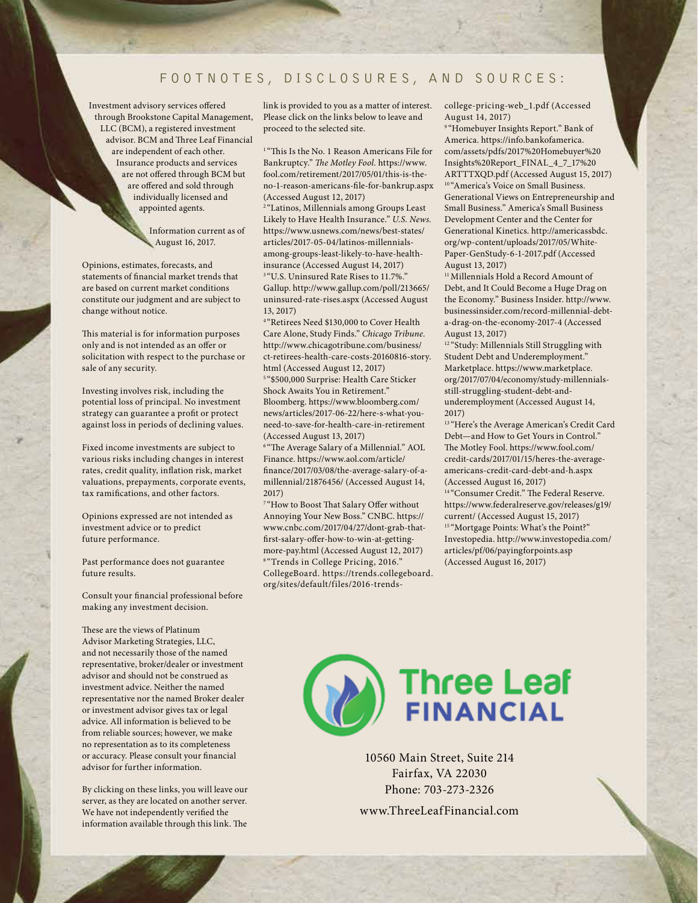## FOOTNOTES, DISCLOSURES, AND SOURCES:

Investment advisory services offered through Brookstone Capital Management, LLC (BCM), a registered investment advisor. BCM and Three Leaf Financial are independent of each other. Insurance products and services are not offered through BCM but are offered and sold through individually licensed and appointed agents.

Information current as of August 16, 2017.

Opinions, estimates, forecasts, and statements of financial market trends that are based on current market conditions constitute our judgment and are subject to change without notice.

This material is for information purposes only and is not intended as an offer or solicitation with respect to the purchase or sale of any security.

Investing involves risk, including the potential loss of principal. No investment strategy can guarantee a profit or protect against loss in periods of declining values.

Fixed income investments are subject to various risks including changes in interest rates, credit quality, inflation risk, market valuations, prepayments, corporate events, tax ramifications, and other factors.

Opinions expressed are not intended as investment advice or to predict future performance.

Past performance does not guarantee future results.

Consult your financial professional before making any investment decision.

These are the views of Platinum Advisor Marketing Strategies, LLC, and not necessarily those of the named representative, broker/dealer or investment advisor and should not be construed as investment advice. Neither the named representative nor the named Broker dealer or investment advisor gives tax or legal advice. All information is believed to be from reliable sources; however, we make no representation as to its completeness or accuracy. Please consult your financial advisor for further information.

By clicking on these links, you will leave our server, as they are located on another server. We have not independently verified the information available through this link. The link is provided to you as a matter of interest. Please click on the links below to leave and proceed to the selected site.

[1] "This Is the No. 1 Reason Americans File for Bankruptcy." *The Motley Fool*. https://www.fool.com/retirement/2017/05/01/this-is-the-no-1-reason-americans-file-for-bankrup.aspx (Accessed August 12, 2017)

[2] "Latinos, Millennials among Groups Least Likely to Have Health Insurance." *U.S. News*. https://www.usnews.com/news/best-states/articles/2017-05-04/latinos-millennials-among-groups-least-likely-to-have-health-insurance (Accessed August 14, 2017)

[3] "U.S. Uninsured Rate Rises to 11.7%." Gallup. http://www.gallup.com/poll/213665/uninsured-rate-rises.aspx (Accessed August 13, 2017)

[4] "Retirees Need $130,000 to Cover Health Care Alone, Study Finds." *Chicago Tribune*. http://www.chicagotribune.com/business/ct-retirees-health-care-costs-20160816-story.html (Accessed August 12, 2017)

[5] "$500,000 Surprise: Health Care Sticker Shock Awaits You in Retirement." Bloomberg. https://www.bloomberg.com/news/articles/2017-06-22/here-s-what-you-need-to-save-for-health-care-in-retirement (Accessed August 13, 2017)

[6] "The Average Salary of a Millennial." AOL Finance. https://www.aol.com/article/finance/2017/03/08/the-average-salary-of-a-millennial/21876456/ (Accessed August 14, 2017)

[7] "How to Boost That Salary Offer without Annoying Your New Boss." CNBC. https://www.cnbc.com/2017/04/27/dont-grab-that-first-salary-offer-how-to-win-at-getting-more-pay.html (Accessed August 12, 2017)

[8] "Trends in College Pricing, 2016." CollegeBoard. https://trends.collegeboard.org/sites/default/files/2016-trends-college-pricing-web_1.pdf (Accessed August 14, 2017)

[9] "Homebuyer Insights Report." Bank of America. https://info.bankofamerica.com/assets/pdfs/2017%20Homebuyer%20Insights%20Report_FINAL_4_7_17%20ARTTTXQD.pdf (Accessed August 15, 2017)

[10] "America's Voice on Small Business. Generational Views on Entrepreneurship and Small Business." America's Small Business Development Center and the Center for Generational Kinetics. http://americassbdc.org/wp-content/uploads/2017/05/White-Paper-GenStudy-6-1-2017.pdf (Accessed August 13, 2017)

[11] Millennials Hold a Record Amount of Debt, and It Could Become a Huge Drag on the Economy." Business Insider. http://www.businessinsider.com/record-millennial-debt-a-drag-on-the-economy-2017-4 (Accessed August 13, 2017)

[12] "Study: Millennials Still Struggling with Student Debt and Underemployment." Marketplace. https://www.marketplace.org/2017/07/04/economy/study-millennials-still-struggling-student-debt-and-underemployment (Accessed August 14, 2017)

[13] "Here's the Average American's Credit Card Debt—and How to Get Yours in Control." The Motley Fool. https://www.fool.com/credit-cards/2017/01/15/heres-the-average-americans-credit-card-debt-and-h.aspx (Accessed August 16, 2017)

[14] "Consumer Credit." The Federal Reserve. https://www.federalreserve.gov/releases/g19/current/ (Accessed August 15, 2017)

[15] "Mortgage Points: What's the Point?" Investopedia. http://www.investopedia.com/articles/pf/06/payingforpoints.asp (Accessed August 16, 2017)

**Three Leaf FINANCIAL**

10560 Main Street, Suite 214
Fairfax, VA 22030
Phone: 703-273-2326

www.ThreeLeafFinancial.com